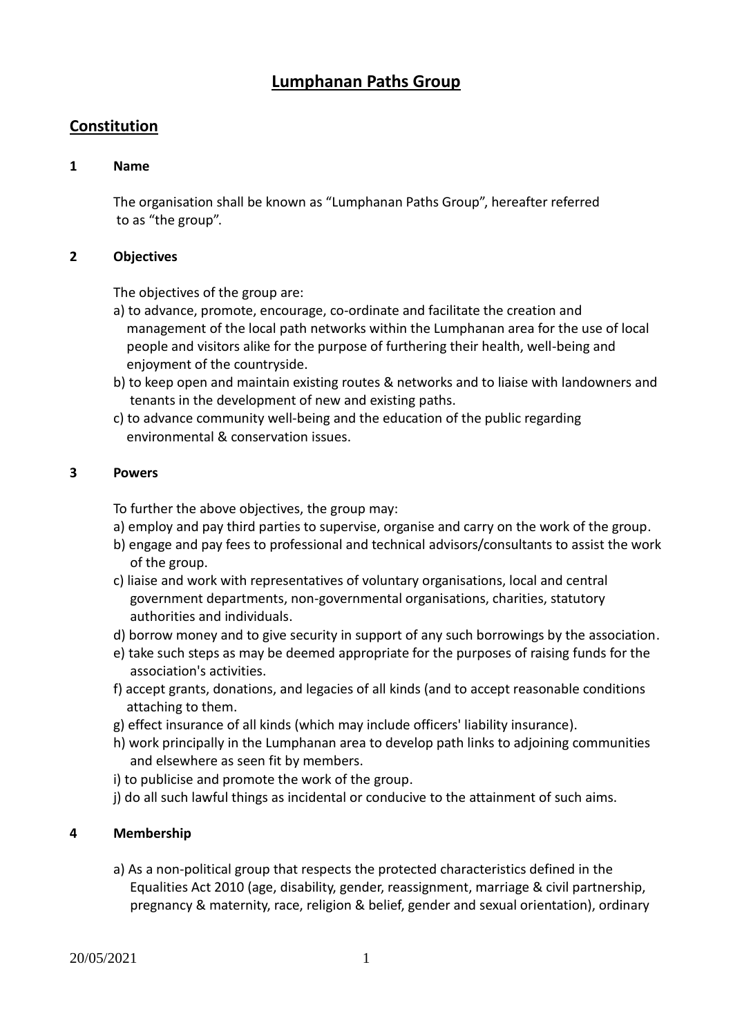# Lumphanan Paths Group

## Constitution

### 1 Name

The organisation shall be known as "Lumphanan Paths Group", hereafter referred to as "the group".

### 2 Objectives

The objectives of the group are:

a) to advance, promote, encourage, co-ordinate and facilitate the creation and management of the local path networks within the Lumphanan area for the use of local people and visitors alike for the purpose of furthering their health, well-being and enjoyment of the countryside.

b) to keep open and maintain existing routes & networks and to liaise with landowners and tenants in the development of new and existing paths.

c) to advance community well-being and the education of the public regarding environmental & conservation issues.

### 3 Powers

To further the above objectives, the group may:

a) employ and pay third parties to supervise, organise and carry on the work of the group.

b) engage and pay fees to professional and technical advisors/consultants to assist the work of the group.

c) liaise and work with representatives of voluntary organisations, local and central government departments, non-governmental organisations, charities, statutory authorities and individuals.

d) borrow money and to give security in support of any such borrowings by the association.

e) take such steps as may be deemed appropriate for the purposes of raising funds for the association's activities.

f) accept grants, donations, and legacies of all kinds (and to accept reasonable conditions attaching to them.

g) effect insurance of all kinds (which may include officers' liability insurance).

h) work principally in the Lumphanan area to develop path links to adjoining communities and elsewhere as seen fit by members.

i) to publicise and promote the work of the group.

j) do all such lawful things as incidental or conducive to the attainment of such aims.

### 4 Membership

a) As a non-political group that respects the protected characteristics defined in the Equalities Act 2010 (age, disability, gender, reassignment, marriage & civil partnership, pregnancy & maternity, race, religion & belief, gender and sexual orientation), ordinary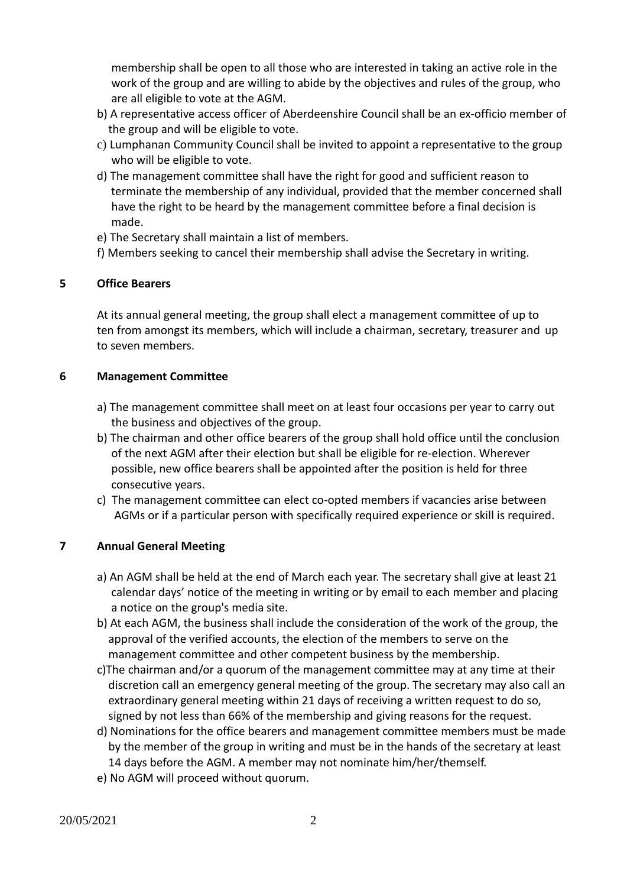membership shall be open to all those who are interested in taking an active role in the work of the group and are willing to abide by the objectives and rules of the group, who are all eligible to vote at the AGM.

b) A representative access officer of Aberdeenshire Council shall be an ex-officio member of the group and will be eligible to vote.

c) Lumphanan Community Council shall be invited to appoint a representative to the group who will be eligible to vote.

d) The management committee shall have the right for good and sufficient reason to terminate the membership of any individual, provided that the member concerned shall have the right to be heard by the management committee before a final decision is made.

e) The Secretary shall maintain a list of members.

f) Members seeking to cancel their membership shall advise the Secretary in writing.

## 5 Office Bearers

At its annual general meeting, the group shall elect a management committee of up to ten from amongst its members, which will include a chairman, secretary, treasurer and up to seven members.

## 6 Management Committee

a) The management committee shall meet on at least four occasions per year to carry out the business and objectives of the group.

b) The chairman and other office bearers of the group shall hold office until the conclusion of the next AGM after their election but shall be eligible for re-election. Wherever possible, new office bearers shall be appointed after the position is held for three consecutive years.

c) The management committee can elect co-opted members if vacancies arise between AGMs or if a particular person with specifically required experience or skill is required.

## 7 Annual General Meeting

a) An AGM shall be held at the end of March each year. The secretary shall give at least 21 calendar days' notice of the meeting in writing or by email to each member and placing a notice on the group's media site.

b) At each AGM, the business shall include the consideration of the work of the group, the approval of the verified accounts, the election of the members to serve on the management committee and other competent business by the membership.

c) The chairman and/or a quorum of the management committee may at any time at their discretion call an emergency general meeting of the group. The secretary may also call an extraordinary general meeting within 21 days of receiving a written request to do so, signed by not less than 66% of the membership and giving reasons for the request.

d) Nominations for the office bearers and management committee members must be made by the member of the group in writing and must be in the hands of the secretary at least 14 days before the AGM. A member may not nominate him/her/themself.

e) No AGM will proceed without quorum.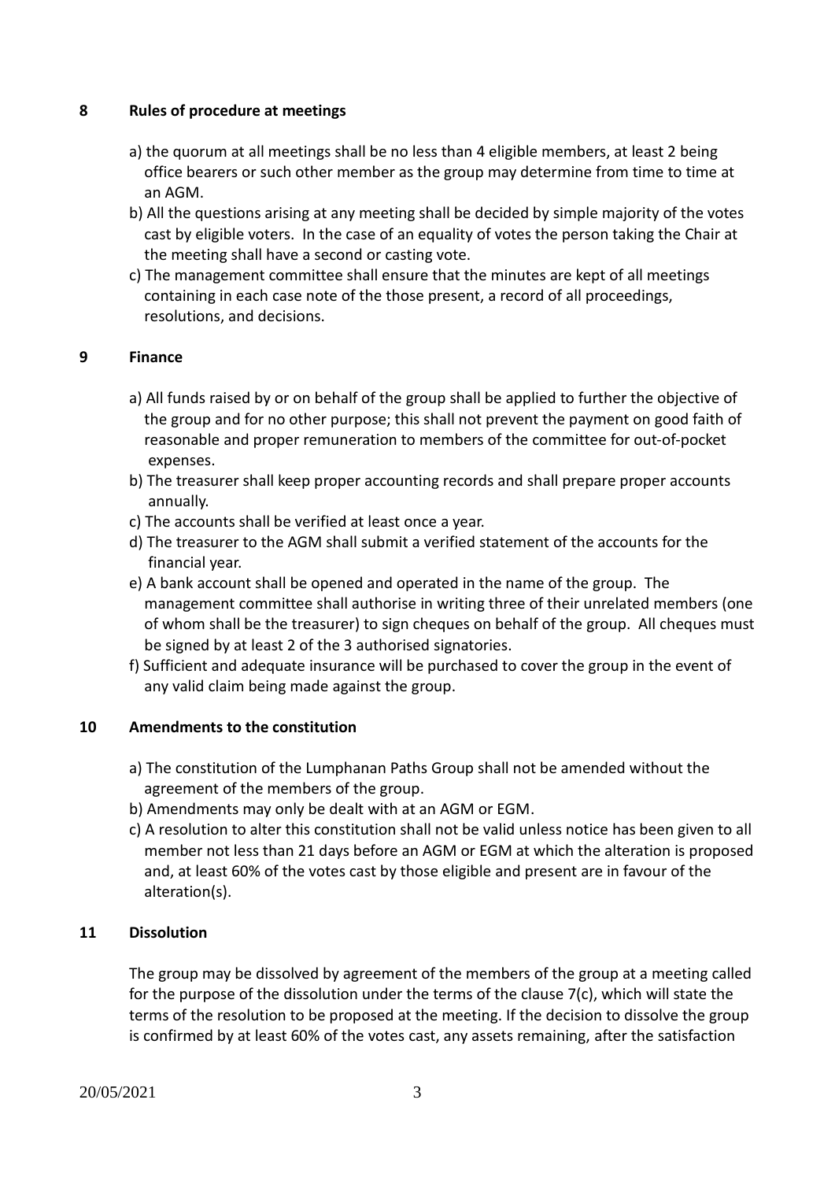## 8 Rules of procedure at meetings

a) the quorum at all meetings shall be no less than 4 eligible members, at least 2 being office bearers or such other member as the group may determine from time to time at an AGM.
b) All the questions arising at any meeting shall be decided by simple majority of the votes cast by eligible voters. In the case of an equality of votes the person taking the Chair at the meeting shall have a second or casting vote.
c) The management committee shall ensure that the minutes are kept of all meetings containing in each case note of the those present, a record of all proceedings, resolutions, and decisions.

## 9 Finance

a) All funds raised by or on behalf of the group shall be applied to further the objective of the group and for no other purpose; this shall not prevent the payment on good faith of reasonable and proper remuneration to members of the committee for out-of-pocket expenses.
b) The treasurer shall keep proper accounting records and shall prepare proper accounts annually.
c) The accounts shall be verified at least once a year.
d) The treasurer to the AGM shall submit a verified statement of the accounts for the financial year.
e) A bank account shall be opened and operated in the name of the group. The management committee shall authorise in writing three of their unrelated members (one of whom shall be the treasurer) to sign cheques on behalf of the group. All cheques must be signed by at least 2 of the 3 authorised signatories.
f) Sufficient and adequate insurance will be purchased to cover the group in the event of any valid claim being made against the group.

## 10 Amendments to the constitution

a) The constitution of the Lumphanan Paths Group shall not be amended without the agreement of the members of the group.
b) Amendments may only be dealt with at an AGM or EGM.
c) A resolution to alter this constitution shall not be valid unless notice has been given to all member not less than 21 days before an AGM or EGM at which the alteration is proposed and, at least 60% of the votes cast by those eligible and present are in favour of the alteration(s).

## 11 Dissolution

The group may be dissolved by agreement of the members of the group at a meeting called for the purpose of the dissolution under the terms of the clause 7(c), which will state the terms of the resolution to be proposed at the meeting. If the decision to dissolve the group is confirmed by at least 60% of the votes cast, any assets remaining, after the satisfaction

20/05/2021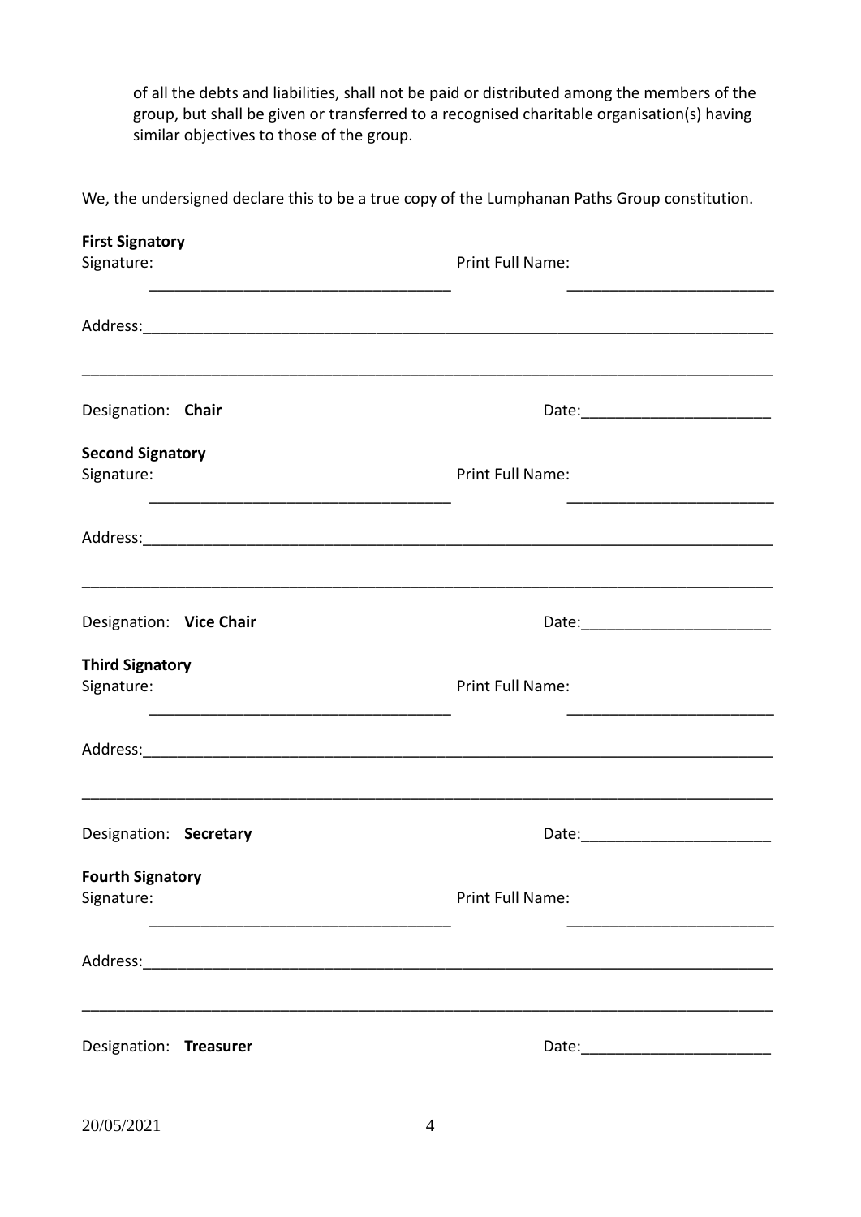of all the debts and liabilities, shall not be paid or distributed among the members of the group, but shall be given or transferred to a recognised charitable organisation(s) having similar objectives to those of the group.

We, the undersigned declare this to be a true copy of the Lumphanan Paths Group constitution.

**First Signatory**

Signature: ___________________________________ Print Full Name: _________________________

Address:_____________________________________________________________________________

_____________________________________________________________________________________

Designation: **Chair** Date:______________________

**Second Signatory**

Signature: ___________________________________ Print Full Name: _________________________

Address:_____________________________________________________________________________

_____________________________________________________________________________________

Designation: **Vice Chair** Date:______________________

**Third Signatory**

Signature: ___________________________________ Print Full Name: _________________________

Address:_____________________________________________________________________________

_____________________________________________________________________________________

Designation: **Secretary** Date:______________________

**Fourth Signatory**

Signature: ___________________________________ Print Full Name: _________________________

Address:_____________________________________________________________________________

_____________________________________________________________________________________

Designation: **Treasurer** Date:______________________

20/05/2021